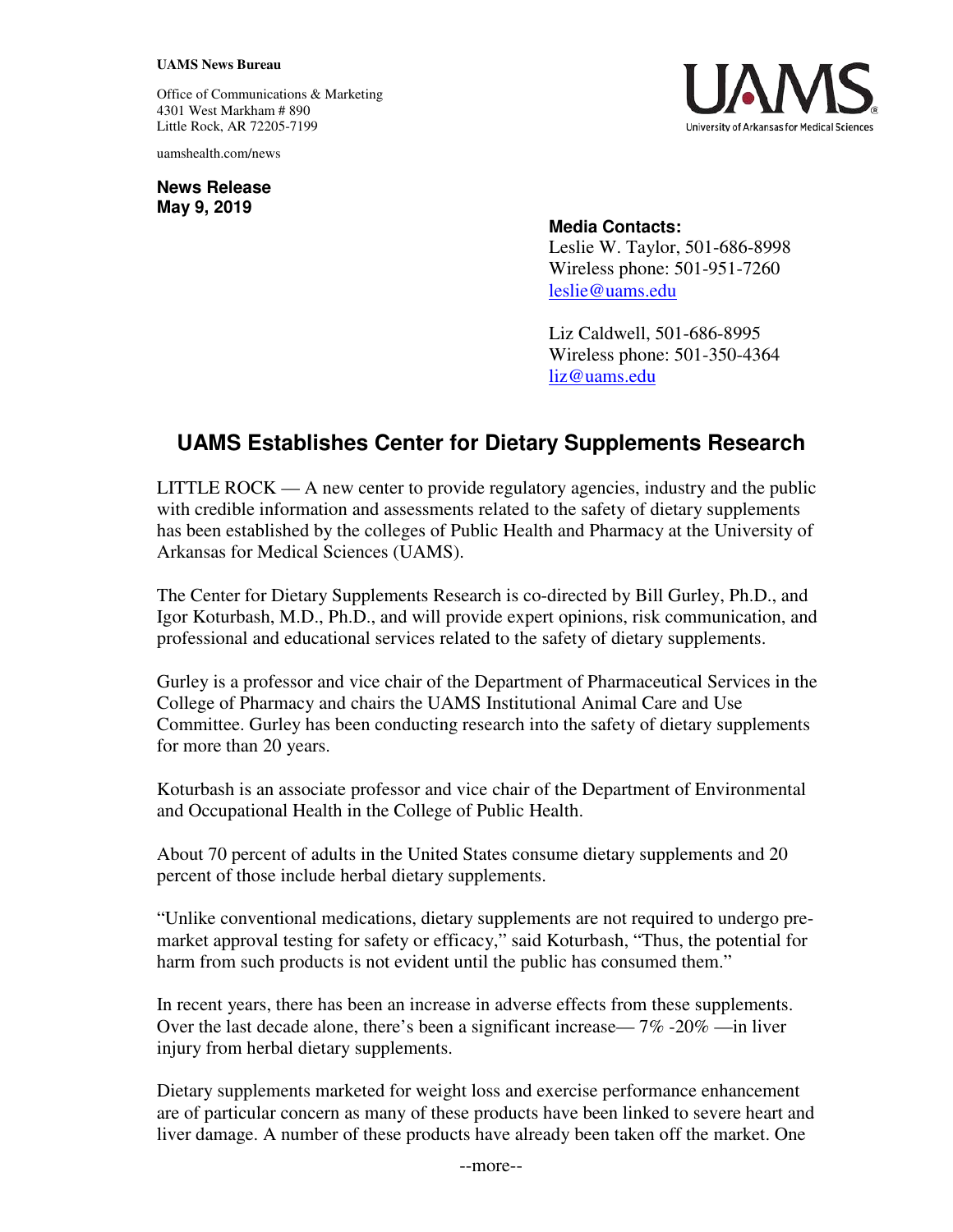**UAMS News Bureau**

Office of Communications & Marketing
4301 West Markham # 890
Little Rock, AR 72205-7199

uamshealth.com/news

**News Release**
**May 9, 2019**

**Media Contacts:**
Leslie W. Taylor, 501-686-8998
Wireless phone: 501-951-7260
leslie@uams.edu

Liz Caldwell, 501-686-8995
Wireless phone: 501-350-4364
liz@uams.edu

# UAMS Establishes Center for Dietary Supplements Research

LITTLE ROCK — A new center to provide regulatory agencies, industry and the public with credible information and assessments related to the safety of dietary supplements has been established by the colleges of Public Health and Pharmacy at the University of Arkansas for Medical Sciences (UAMS).

The Center for Dietary Supplements Research is co-directed by Bill Gurley, Ph.D., and Igor Koturbash, M.D., Ph.D., and will provide expert opinions, risk communication, and professional and educational services related to the safety of dietary supplements.

Gurley is a professor and vice chair of the Department of Pharmaceutical Services in the College of Pharmacy and chairs the UAMS Institutional Animal Care and Use Committee. Gurley has been conducting research into the safety of dietary supplements for more than 20 years.

Koturbash is an associate professor and vice chair of the Department of Environmental and Occupational Health in the College of Public Health.

About 70 percent of adults in the United States consume dietary supplements and 20 percent of those include herbal dietary supplements.

"Unlike conventional medications, dietary supplements are not required to undergo pre-market approval testing for safety or efficacy," said Koturbash, "Thus, the potential for harm from such products is not evident until the public has consumed them."

In recent years, there has been an increase in adverse effects from these supplements. Over the last decade alone, there's been a significant increase— 7% -20% —in liver injury from herbal dietary supplements.

Dietary supplements marketed for weight loss and exercise performance enhancement are of particular concern as many of these products have been linked to severe heart and liver damage. A number of these products have already been taken off the market. One

--more--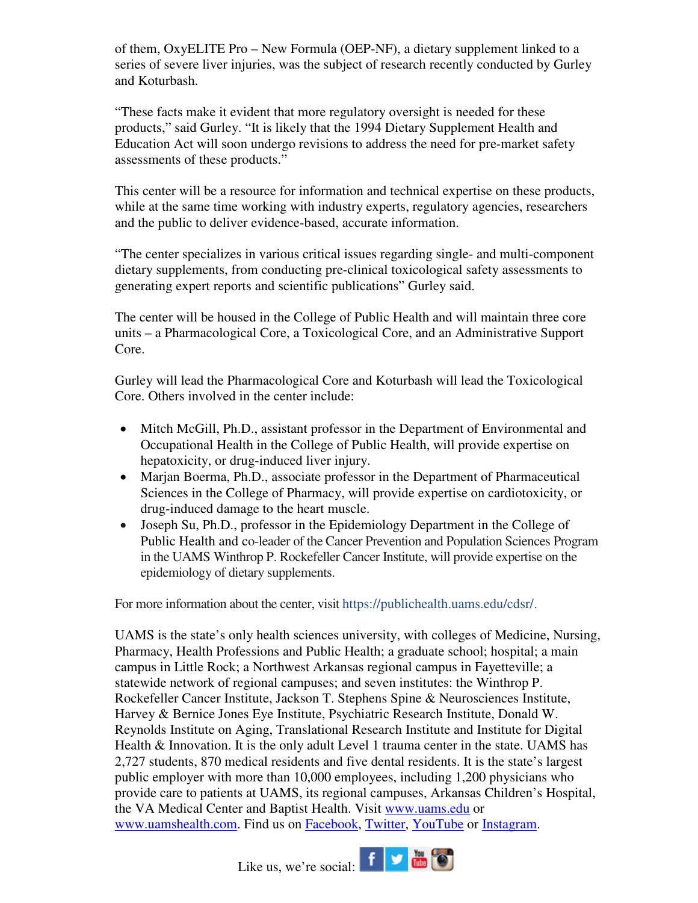of them, OxyELITE Pro – New Formula (OEP-NF), a dietary supplement linked to a series of severe liver injuries, was the subject of research recently conducted by Gurley and Koturbash.

"These facts make it evident that more regulatory oversight is needed for these products," said Gurley. "It is likely that the 1994 Dietary Supplement Health and Education Act will soon undergo revisions to address the need for pre-market safety assessments of these products."

This center will be a resource for information and technical expertise on these products, while at the same time working with industry experts, regulatory agencies, researchers and the public to deliver evidence-based, accurate information.

"The center specializes in various critical issues regarding single- and multi-component dietary supplements, from conducting pre-clinical toxicological safety assessments to generating expert reports and scientific publications" Gurley said.

The center will be housed in the College of Public Health and will maintain three core units – a Pharmacological Core, a Toxicological Core, and an Administrative Support Core.

Gurley will lead the Pharmacological Core and Koturbash will lead the Toxicological Core. Others involved in the center include:

- Mitch McGill, Ph.D., assistant professor in the Department of Environmental and Occupational Health in the College of Public Health, will provide expertise on hepatoxicity, or drug-induced liver injury.
- Marjan Boerma, Ph.D., associate professor in the Department of Pharmaceutical Sciences in the College of Pharmacy, will provide expertise on cardiotoxicity, or drug-induced damage to the heart muscle.
- Joseph Su, Ph.D., professor in the Epidemiology Department in the College of Public Health and co-leader of the Cancer Prevention and Population Sciences Program in the UAMS Winthrop P. Rockefeller Cancer Institute, will provide expertise on the epidemiology of dietary supplements.

For more information about the center, visit https://publichealth.uams.edu/cdsr/.

UAMS is the state's only health sciences university, with colleges of Medicine, Nursing, Pharmacy, Health Professions and Public Health; a graduate school; hospital; a main campus in Little Rock; a Northwest Arkansas regional campus in Fayetteville; a statewide network of regional campuses; and seven institutes: the Winthrop P. Rockefeller Cancer Institute, Jackson T. Stephens Spine & Neurosciences Institute, Harvey & Bernice Jones Eye Institute, Psychiatric Research Institute, Donald W. Reynolds Institute on Aging, Translational Research Institute and Institute for Digital Health & Innovation. It is the only adult Level 1 trauma center in the state. UAMS has 2,727 students, 870 medical residents and five dental residents. It is the state's largest public employer with more than 10,000 employees, including 1,200 physicians who provide care to patients at UAMS, its regional campuses, Arkansas Children's Hospital, the VA Medical Center and Baptist Health. Visit www.uams.edu or www.uamshealth.com. Find us on Facebook, Twitter, YouTube or Instagram.

Like us, we're social: